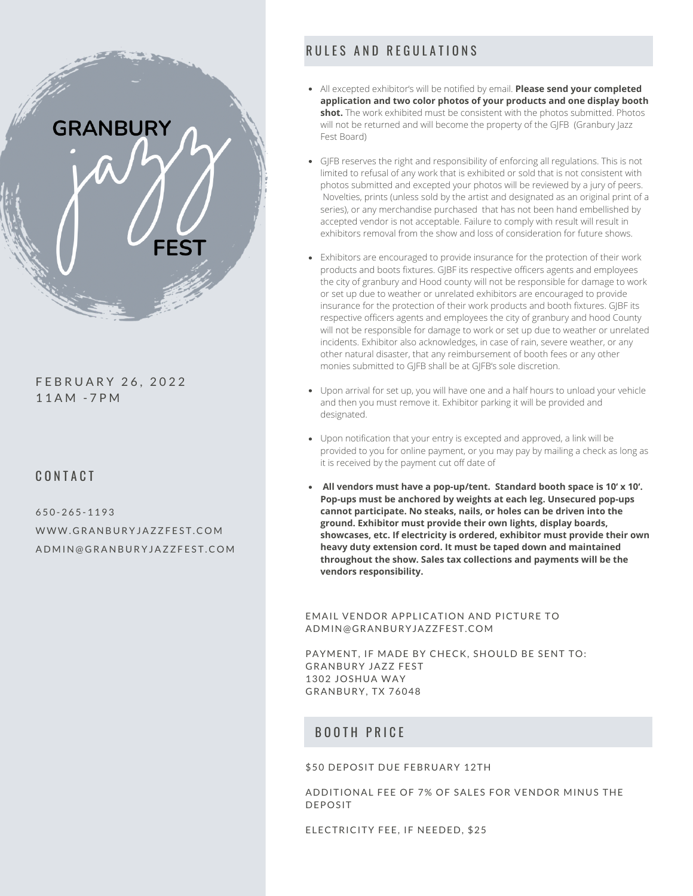# GRANBURY jazz FEST

FEBRUARY 26, 2022
11AM -7PM

## CONTACT

650-265-1193
WWW.GRANBURYJAZZFEST.COM
ADMIN@GRANBURYJAZZFEST.COM

## RULES AND REGULATIONS

- All excepted exhibitor's will be notified by email. **Please send your completed application and two color photos of your products and one display booth shot.** The work exhibited must be consistent with the photos submitted. Photos will not be returned and will become the property of the GJFB (Granbury Jazz Fest Board)
- GJFB reserves the right and responsibility of enforcing all regulations. This is not limited to refusal of any work that is exhibited or sold that is not consistent with photos submitted and excepted your photos will be reviewed by a jury of peers. Novelties, prints (unless sold by the artist and designated as an original print of a series), or any merchandise purchased that has not been hand embellished by accepted vendor is not acceptable. Failure to comply with result will result in exhibitors removal from the show and loss of consideration for future shows.
- Exhibitors are encouraged to provide insurance for the protection of their work products and boots fixtures. GJBF its respective officers agents and employees the city of granbury and Hood county will not be responsible for damage to work or set up due to weather or unrelated exhibitors are encouraged to provide insurance for the protection of their work products and booth fixtures. GJBF its respective officers agents and employees the city of granbury and hood County will not be responsible for damage to work or set up due to weather or unrelated incidents. Exhibitor also acknowledges, in case of rain, severe weather, or any other natural disaster, that any reimbursement of booth fees or any other monies submitted to GJFB shall be at GJFB's sole discretion.
- Upon arrival for set up, you will have one and a half hours to unload your vehicle and then you must remove it. Exhibitor parking it will be provided and designated.
- Upon notification that your entry is excepted and approved, a link will be provided to you for online payment, or you may pay by mailing a check as long as it is received by the payment cut off date of
- **All vendors must have a pop-up/tent. Standard booth space is 10' x 10'. Pop-ups must be anchored by weights at each leg. Unsecured pop-ups cannot participate. No steaks, nails, or holes can be driven into the ground. Exhibitor must provide their own lights, display boards, showcases, etc. If electricity is ordered, exhibitor must provide their own heavy duty extension cord. It must be taped down and maintained throughout the show. Sales tax collections and payments will be the vendors responsibility.**

EMAIL VENDOR APPLICATION AND PICTURE TO ADMIN@GRANBURYJAZZFEST.COM

PAYMENT, IF MADE BY CHECK, SHOULD BE SENT TO:
GRANBURY JAZZ FEST
1302 JOSHUA WAY
GRANBURY, TX 76048

## BOOTH PRICE

$50 DEPOSIT DUE FEBRUARY 12TH

ADDITIONAL FEE OF 7% OF SALES FOR VENDOR MINUS THE DEPOSIT

ELECTRICITY FEE, IF NEEDED, $25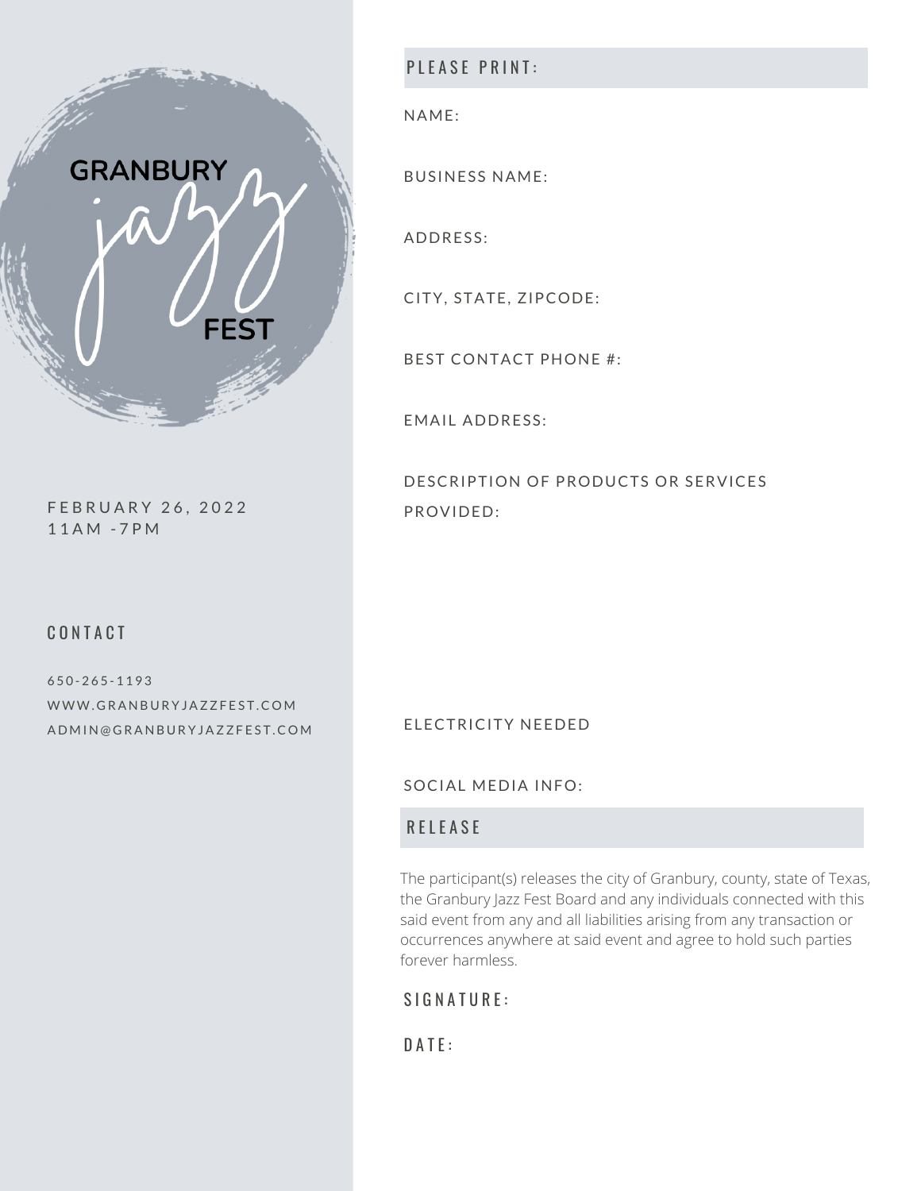GRANBURY jazz FEST

FEBRUARY 26, 2022
11AM -7PM

## CONTACT

650-265-1193
WWW.GRANBURYJAZZFEST.COM
ADMIN@GRANBURYJAZZFEST.COM

## PLEASE PRINT:

NAME:

BUSINESS NAME:

ADDRESS:

CITY, STATE, ZIPCODE:

BEST CONTACT PHONE #:

EMAIL ADDRESS:

DESCRIPTION OF PRODUCTS OR SERVICES PROVIDED:

ELECTRICITY NEEDED

SOCIAL MEDIA INFO:

## RELEASE

The participant(s) releases the city of Granbury, county, state of Texas, the Granbury Jazz Fest Board and any individuals connected with this said event from any and all liabilities arising from any transaction or occurrences anywhere at said event and agree to hold such parties forever harmless.

SIGNATURE:

DATE: